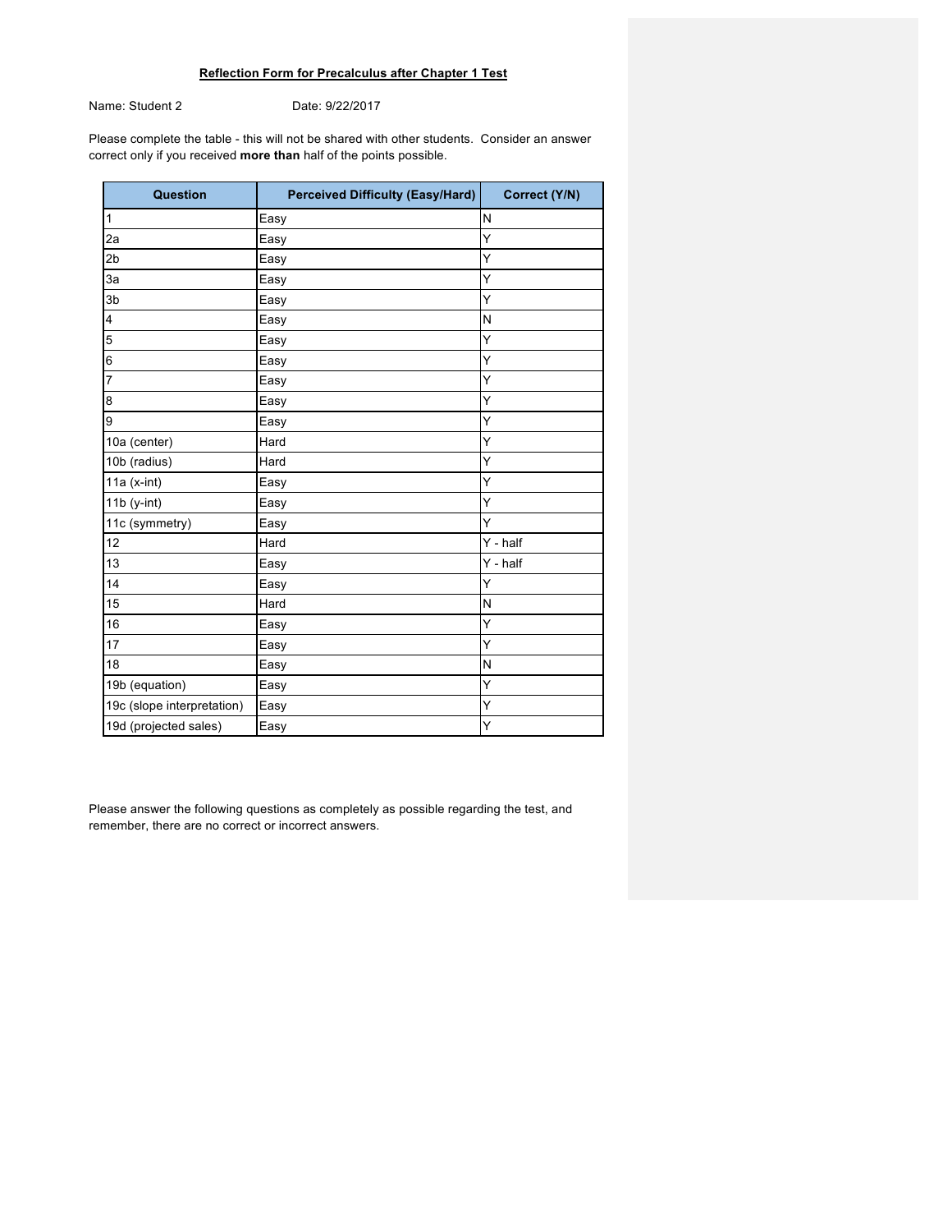**Reflection Form for Precalculus after Chapter 1 Test**

Name: Student 2 Date: 9/22/2017

Please complete the table - this will not be shared with other students. Consider an answer correct only if you received **more than** half of the points possible.

| Question | Perceived Difficulty (Easy/Hard) | Correct (Y/N) |
|---|---|---|
| 1 | Easy | N |
| 2a | Easy | Y |
| 2b | Easy | Y |
| 3a | Easy | Y |
| 3b | Easy | Y |
| 4 | Easy | N |
| 5 | Easy | Y |
| 6 | Easy | Y |
| 7 | Easy | Y |
| 8 | Easy | Y |
| 9 | Easy | Y |
| 10a (center) | Hard | Y |
| 10b (radius) | Hard | Y |
| 11a (x-int) | Easy | Y |
| 11b (y-int) | Easy | Y |
| 11c (symmetry) | Easy | Y |
| 12 | Hard | Y - half |
| 13 | Easy | Y - half |
| 14 | Easy | Y |
| 15 | Hard | N |
| 16 | Easy | Y |
| 17 | Easy | Y |
| 18 | Easy | N |
| 19b (equation) | Easy | Y |
| 19c (slope interpretation) | Easy | Y |
| 19d (projected sales) | Easy | Y |

Please answer the following questions as completely as possible regarding the test, and remember, there are no correct or incorrect answers.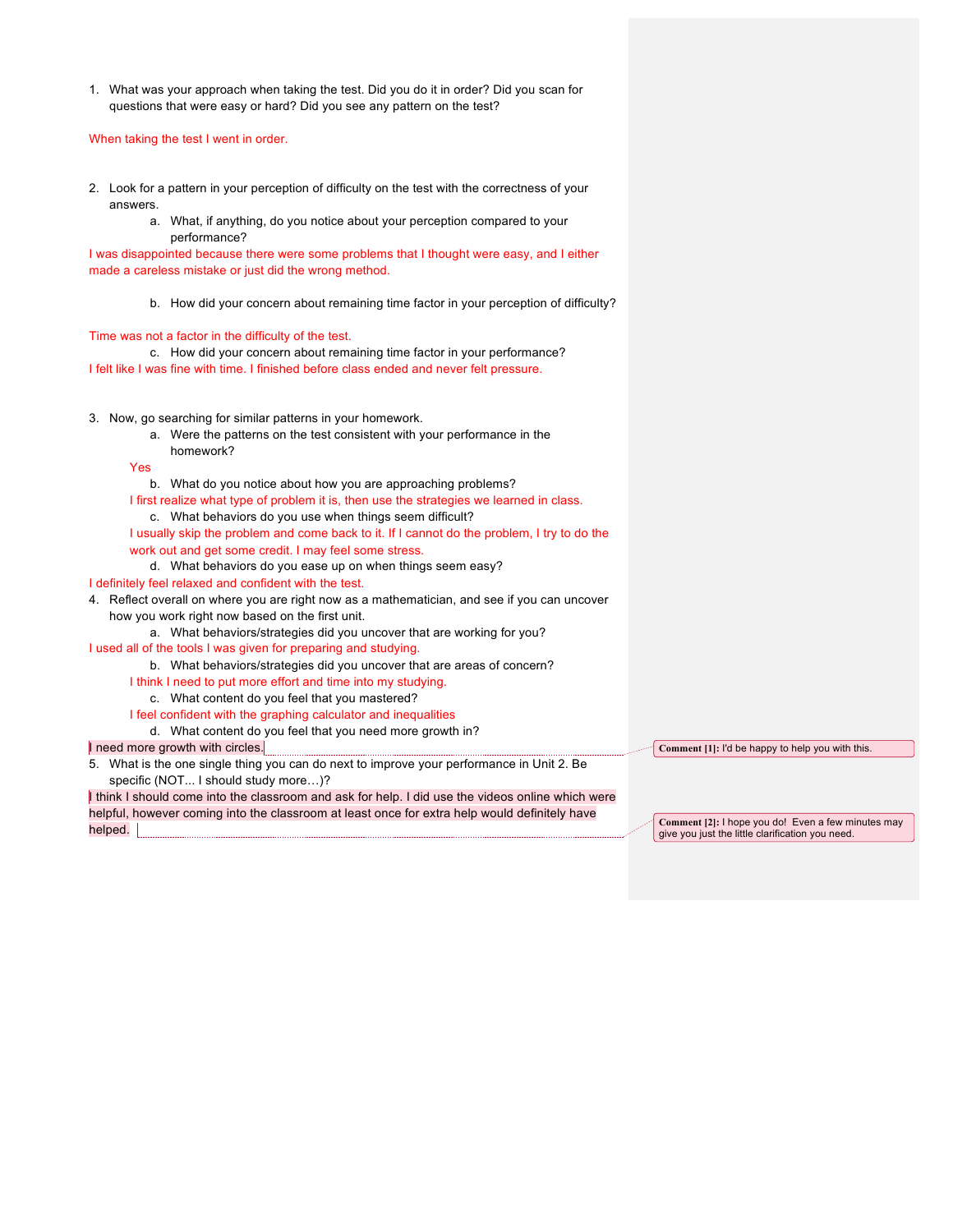1. What was your approach when taking the test. Did you do it in order? Did you scan for questions that were easy or hard? Did you see any pattern on the test?

When taking the test I went in order.

2. Look for a pattern in your perception of difficulty on the test with the correctness of your answers.
   a. What, if anything, do you notice about your perception compared to your performance?

I was disappointed because there were some problems that I thought were easy, and I either made a careless mistake or just did the wrong method.

   b. How did your concern about remaining time factor in your perception of difficulty?

Time was not a factor in the difficulty of the test.

   c. How did your concern about remaining time factor in your performance?

I felt like I was fine with time. I finished before class ended and never felt pressure.

3. Now, go searching for similar patterns in your homework.
   a. Were the patterns on the test consistent with your performance in the homework?

   Yes

   b. What do you notice about how you are approaching problems?

   I first realize what type of problem it is, then use the strategies we learned in class.

   c. What behaviors do you use when things seem difficult?

   I usually skip the problem and come back to it. If I cannot do the problem, I try to do the work out and get some credit. I may feel some stress.

   d. What behaviors do you ease up on when things seem easy?

I definitely feel relaxed and confident with the test.

4. Reflect overall on where you are right now as a mathematician, and see if you can uncover how you work right now based on the first unit.
   a. What behaviors/strategies did you uncover that are working for you?

I used all of the tools I was given for preparing and studying.

   b. What behaviors/strategies did you uncover that are areas of concern?

   I think I need to put more effort and time into my studying.

   c. What content do you feel that you mastered?

   I feel confident with the graphing calculator and inequalities

   d. What content do you feel that you need more growth in?

I need more growth with circles.

**Comment [1]:** I'd be happy to help you with this.

5. What is the one single thing you can do next to improve your performance in Unit 2. Be specific (NOT... I should study more…)?

I think I should come into the classroom and ask for help. I did use the videos online which were helpful, however coming into the classroom at least once for extra help would definitely have helped.

**Comment [2]:** I hope you do! Even a few minutes may give you just the little clarification you need.